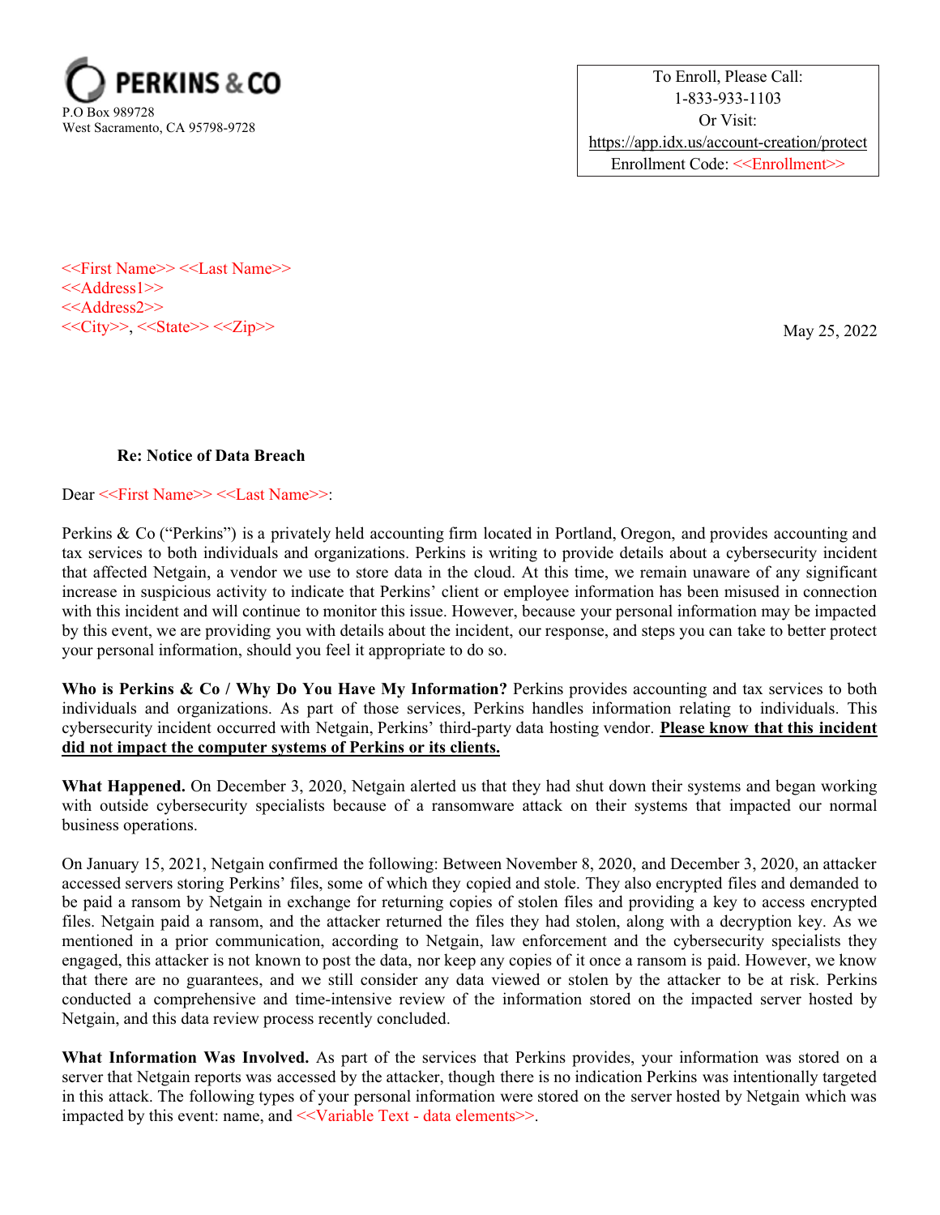**PERKINS & CO**
P.O Box 989728
West Sacramento, CA 95798-9728

To Enroll, Please Call:
1-833-933-1103
Or Visit:
https://app.idx.us/account-creation/protect
Enrollment Code: <<Enrollment>>

<<First Name>> <<Last Name>>
<<Address1>>
<<Address2>>
<<City>>, <<State>> <<Zip>>

May 25, 2022

**Re: Notice of Data Breach**

Dear <<First Name>> <<Last Name>>:

Perkins & Co ("Perkins") is a privately held accounting firm located in Portland, Oregon, and provides accounting and tax services to both individuals and organizations. Perkins is writing to provide details about a cybersecurity incident that affected Netgain, a vendor we use to store data in the cloud. At this time, we remain unaware of any significant increase in suspicious activity to indicate that Perkins' client or employee information has been misused in connection with this incident and will continue to monitor this issue. However, because your personal information may be impacted by this event, we are providing you with details about the incident, our response, and steps you can take to better protect your personal information, should you feel it appropriate to do so.

**Who is Perkins & Co / Why Do You Have My Information?** Perkins provides accounting and tax services to both individuals and organizations. As part of those services, Perkins handles information relating to individuals. This cybersecurity incident occurred with Netgain, Perkins' third-party data hosting vendor. **Please know that this incident did not impact the computer systems of Perkins or its clients.**

**What Happened.** On December 3, 2020, Netgain alerted us that they had shut down their systems and began working with outside cybersecurity specialists because of a ransomware attack on their systems that impacted our normal business operations.

On January 15, 2021, Netgain confirmed the following: Between November 8, 2020, and December 3, 2020, an attacker accessed servers storing Perkins' files, some of which they copied and stole. They also encrypted files and demanded to be paid a ransom by Netgain in exchange for returning copies of stolen files and providing a key to access encrypted files. Netgain paid a ransom, and the attacker returned the files they had stolen, along with a decryption key. As we mentioned in a prior communication, according to Netgain, law enforcement and the cybersecurity specialists they engaged, this attacker is not known to post the data, nor keep any copies of it once a ransom is paid. However, we know that there are no guarantees, and we still consider any data viewed or stolen by the attacker to be at risk. Perkins conducted a comprehensive and time-intensive review of the information stored on the impacted server hosted by Netgain, and this data review process recently concluded.

**What Information Was Involved.** As part of the services that Perkins provides, your information was stored on a server that Netgain reports was accessed by the attacker, though there is no indication Perkins was intentionally targeted in this attack. The following types of your personal information were stored on the server hosted by Netgain which was impacted by this event: name, and <<Variable Text - data elements>>.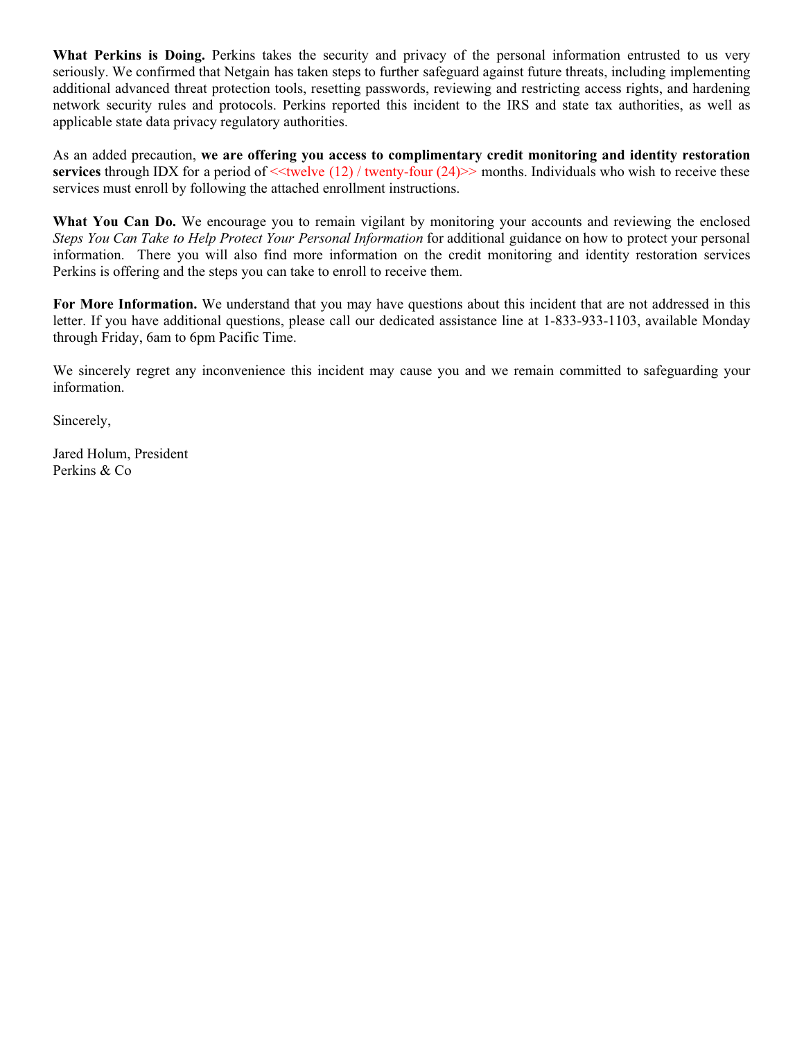**What Perkins is Doing.** Perkins takes the security and privacy of the personal information entrusted to us very seriously. We confirmed that Netgain has taken steps to further safeguard against future threats, including implementing additional advanced threat protection tools, resetting passwords, reviewing and restricting access rights, and hardening network security rules and protocols. Perkins reported this incident to the IRS and state tax authorities, as well as applicable state data privacy regulatory authorities.

As an added precaution, **we are offering you access to complimentary credit monitoring and identity restoration services** through IDX for a period of <<twelve (12) / twenty-four (24)>> months. Individuals who wish to receive these services must enroll by following the attached enrollment instructions.

**What You Can Do.** We encourage you to remain vigilant by monitoring your accounts and reviewing the enclosed *Steps You Can Take to Help Protect Your Personal Information* for additional guidance on how to protect your personal information. There you will also find more information on the credit monitoring and identity restoration services Perkins is offering and the steps you can take to enroll to receive them.

**For More Information.** We understand that you may have questions about this incident that are not addressed in this letter. If you have additional questions, please call our dedicated assistance line at 1-833-933-1103, available Monday through Friday, 6am to 6pm Pacific Time.

We sincerely regret any inconvenience this incident may cause you and we remain committed to safeguarding your information.

Sincerely,

Jared Holum, President
Perkins & Co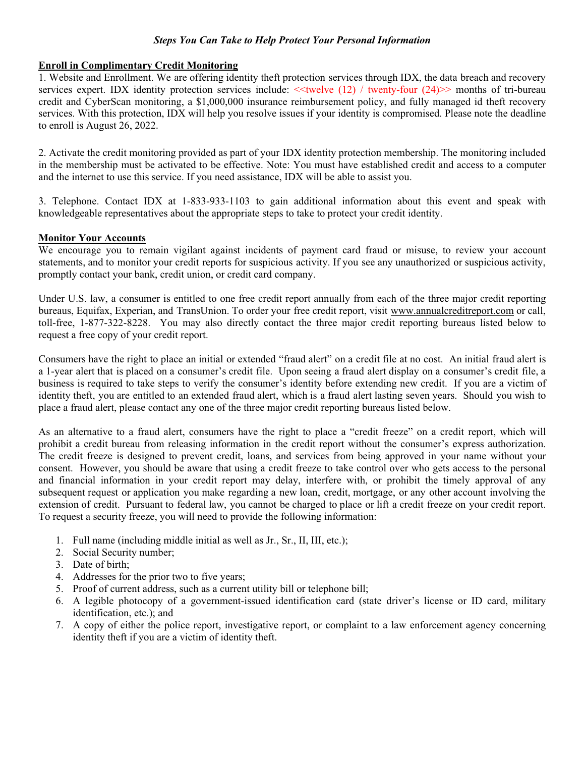***Steps You Can Take to Help Protect Your Personal Information***

**Enroll in Complimentary Credit Monitoring**

1. Website and Enrollment. We are offering identity theft protection services through IDX, the data breach and recovery services expert. IDX identity protection services include: <<twelve (12) / twenty-four (24)>> months of tri-bureau credit and CyberScan monitoring, a $1,000,000 insurance reimbursement policy, and fully managed id theft recovery services. With this protection, IDX will help you resolve issues if your identity is compromised. Please note the deadline to enroll is August 26, 2022.

2. Activate the credit monitoring provided as part of your IDX identity protection membership. The monitoring included in the membership must be activated to be effective. Note: You must have established credit and access to a computer and the internet to use this service. If you need assistance, IDX will be able to assist you.

3. Telephone. Contact IDX at 1-833-933-1103 to gain additional information about this event and speak with knowledgeable representatives about the appropriate steps to take to protect your credit identity.

**Monitor Your Accounts**

We encourage you to remain vigilant against incidents of payment card fraud or misuse, to review your account statements, and to monitor your credit reports for suspicious activity. If you see any unauthorized or suspicious activity, promptly contact your bank, credit union, or credit card company.

Under U.S. law, a consumer is entitled to one free credit report annually from each of the three major credit reporting bureaus, Equifax, Experian, and TransUnion. To order your free credit report, visit www.annualcreditreport.com or call, toll-free, 1-877-322-8228. You may also directly contact the three major credit reporting bureaus listed below to request a free copy of your credit report.

Consumers have the right to place an initial or extended "fraud alert" on a credit file at no cost. An initial fraud alert is a 1-year alert that is placed on a consumer's credit file. Upon seeing a fraud alert display on a consumer's credit file, a business is required to take steps to verify the consumer's identity before extending new credit. If you are a victim of identity theft, you are entitled to an extended fraud alert, which is a fraud alert lasting seven years. Should you wish to place a fraud alert, please contact any one of the three major credit reporting bureaus listed below.

As an alternative to a fraud alert, consumers have the right to place a "credit freeze" on a credit report, which will prohibit a credit bureau from releasing information in the credit report without the consumer's express authorization. The credit freeze is designed to prevent credit, loans, and services from being approved in your name without your consent. However, you should be aware that using a credit freeze to take control over who gets access to the personal and financial information in your credit report may delay, interfere with, or prohibit the timely approval of any subsequent request or application you make regarding a new loan, credit, mortgage, or any other account involving the extension of credit. Pursuant to federal law, you cannot be charged to place or lift a credit freeze on your credit report. To request a security freeze, you will need to provide the following information:

1. Full name (including middle initial as well as Jr., Sr., II, III, etc.);
2. Social Security number;
3. Date of birth;
4. Addresses for the prior two to five years;
5. Proof of current address, such as a current utility bill or telephone bill;
6. A legible photocopy of a government-issued identification card (state driver's license or ID card, military identification, etc.); and
7. A copy of either the police report, investigative report, or complaint to a law enforcement agency concerning identity theft if you are a victim of identity theft.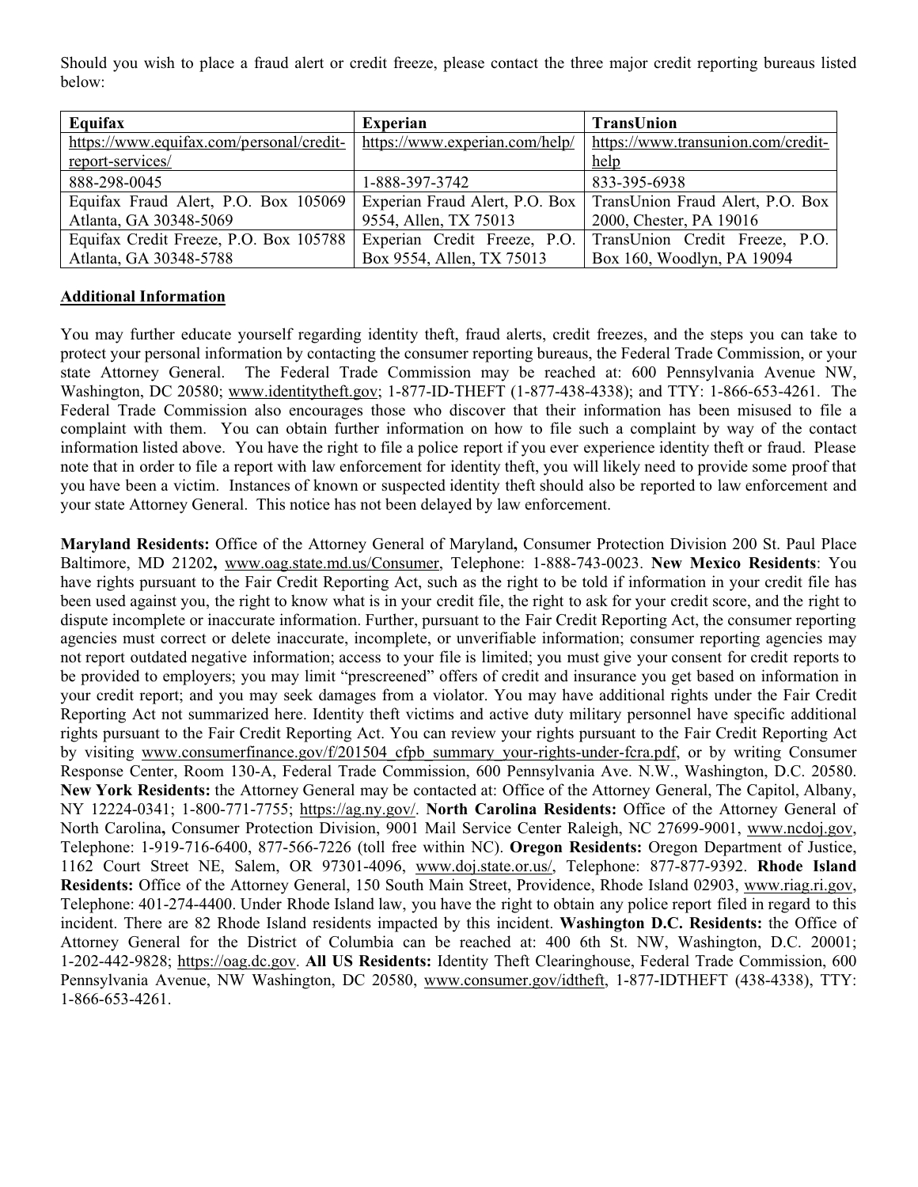Should you wish to place a fraud alert or credit freeze, please contact the three major credit reporting bureaus listed below:

| Equifax | Experian | TransUnion |
|---|---|---|
| https://www.equifax.com/personal/credit-report-services/ | https://www.experian.com/help/ | https://www.transunion.com/credit-help |
| 888-298-0045 | 1-888-397-3742 | 833-395-6938 |
| Equifax Fraud Alert, P.O. Box 105069 Atlanta, GA 30348-5069 | Experian Fraud Alert, P.O. Box 9554, Allen, TX 75013 | TransUnion Fraud Alert, P.O. Box 2000, Chester, PA 19016 |
| Equifax Credit Freeze, P.O. Box 105788 Atlanta, GA 30348-5788 | Experian Credit Freeze, P.O. Box 9554, Allen, TX 75013 | TransUnion Credit Freeze, P.O. Box 160, Woodlyn, PA 19094 |

**Additional Information**

You may further educate yourself regarding identity theft, fraud alerts, credit freezes, and the steps you can take to protect your personal information by contacting the consumer reporting bureaus, the Federal Trade Commission, or your state Attorney General. The Federal Trade Commission may be reached at: 600 Pennsylvania Avenue NW, Washington, DC 20580; www.identitytheft.gov; 1-877-ID-THEFT (1-877-438-4338); and TTY: 1-866-653-4261. The Federal Trade Commission also encourages those who discover that their information has been misused to file a complaint with them. You can obtain further information on how to file such a complaint by way of the contact information listed above. You have the right to file a police report if you ever experience identity theft or fraud. Please note that in order to file a report with law enforcement for identity theft, you will likely need to provide some proof that you have been a victim. Instances of known or suspected identity theft should also be reported to law enforcement and your state Attorney General. This notice has not been delayed by law enforcement.

**Maryland Residents:** Office of the Attorney General of Maryland**,** Consumer Protection Division 200 St. Paul Place Baltimore, MD 21202**,** www.oag.state.md.us/Consumer, Telephone: 1-888-743-0023. **New Mexico Residents**: You have rights pursuant to the Fair Credit Reporting Act, such as the right to be told if information in your credit file has been used against you, the right to know what is in your credit file, the right to ask for your credit score, and the right to dispute incomplete or inaccurate information. Further, pursuant to the Fair Credit Reporting Act, the consumer reporting agencies must correct or delete inaccurate, incomplete, or unverifiable information; consumer reporting agencies may not report outdated negative information; access to your file is limited; you must give your consent for credit reports to be provided to employers; you may limit "prescreened" offers of credit and insurance you get based on information in your credit report; and you may seek damages from a violator. You may have additional rights under the Fair Credit Reporting Act not summarized here. Identity theft victims and active duty military personnel have specific additional rights pursuant to the Fair Credit Reporting Act. You can review your rights pursuant to the Fair Credit Reporting Act by visiting www.consumerfinance.gov/f/201504_cfpb_summary_your-rights-under-fcra.pdf, or by writing Consumer Response Center, Room 130-A, Federal Trade Commission, 600 Pennsylvania Ave. N.W., Washington, D.C. 20580. **New York Residents:** the Attorney General may be contacted at: Office of the Attorney General, The Capitol, Albany, NY 12224-0341; 1-800-771-7755; https://ag.ny.gov/. **North Carolina Residents:** Office of the Attorney General of North Carolina**,** Consumer Protection Division, 9001 Mail Service Center Raleigh, NC 27699-9001, www.ncdoj.gov, Telephone: 1-919-716-6400, 877-566-7226 (toll free within NC). **Oregon Residents:** Oregon Department of Justice, 1162 Court Street NE, Salem, OR 97301-4096, www.doj.state.or.us/, Telephone: 877-877-9392. **Rhode Island Residents:** Office of the Attorney General, 150 South Main Street, Providence, Rhode Island 02903, www.riag.ri.gov, Telephone: 401-274-4400. Under Rhode Island law, you have the right to obtain any police report filed in regard to this incident. There are 82 Rhode Island residents impacted by this incident. **Washington D.C. Residents:** the Office of Attorney General for the District of Columbia can be reached at: 400 6th St. NW, Washington, D.C. 20001; 1-202-442-9828; https://oag.dc.gov. **All US Residents:** Identity Theft Clearinghouse, Federal Trade Commission, 600 Pennsylvania Avenue, NW Washington, DC 20580, www.consumer.gov/idtheft, 1-877-IDTHEFT (438-4338), TTY: 1-866-653-4261.